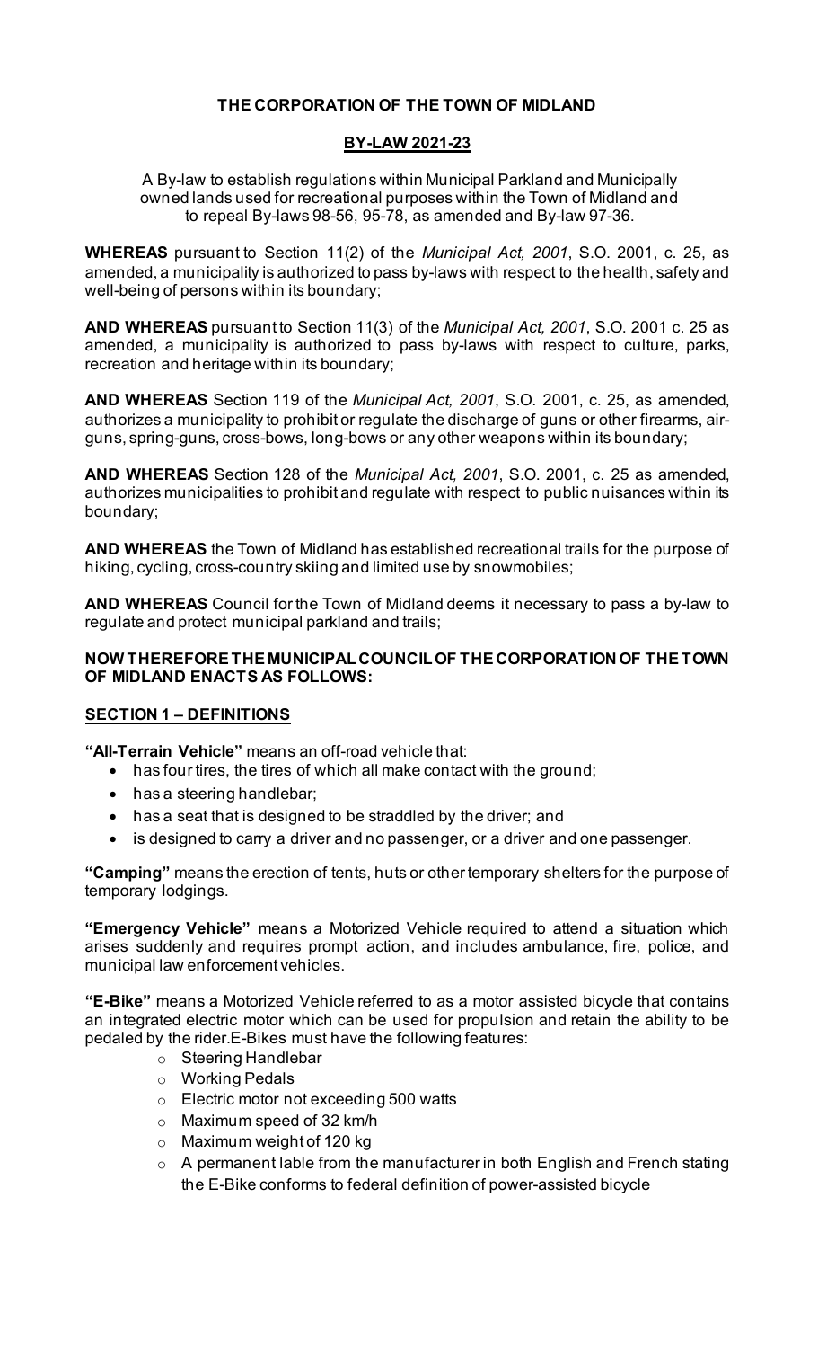**THE CORPORATION OF THE TOWN OF MIDLAND**

**BY-LAW 2021-23**

A By-law to establish regulations within Municipal Parkland and Municipally owned lands used for recreational purposes within the Town of Midland and to repeal By-laws 98-56, 95-78, as amended and By-law 97-36.

**WHEREAS** pursuant to Section 11(2) of the *Municipal Act, 2001*, S.O. 2001, c. 25, as amended, a municipality is authorized to pass by-laws with respect to the health, safety and well-being of persons within its boundary;

**AND WHEREAS** pursuant to Section 11(3) of the *Municipal Act, 2001*, S.O. 2001 c. 25 as amended, a municipality is authorized to pass by-laws with respect to culture, parks, recreation and heritage within its boundary;

**AND WHEREAS** Section 119 of the *Municipal Act, 2001*, S.O. 2001, c. 25, as amended, authorizes a municipality to prohibit or regulate the discharge of guns or other firearms, air-guns, spring-guns, cross-bows, long-bows or any other weapons within its boundary;

**AND WHEREAS** Section 128 of the *Municipal Act, 2001*, S.O. 2001, c. 25 as amended, authorizes municipalities to prohibit and regulate with respect to public nuisances within its boundary;

**AND WHEREAS** the Town of Midland has established recreational trails for the purpose of hiking, cycling, cross-country skiing and limited use by snowmobiles;

**AND WHEREAS** Council for the Town of Midland deems it necessary to pass a by-law to regulate and protect municipal parkland and trails;

**NOW THEREFORE THE MUNICIPAL COUNCIL OF THE CORPORATION OF THE TOWN OF MIDLAND ENACTS AS FOLLOWS:**

**SECTION 1 – DEFINITIONS**

**"All-Terrain Vehicle"** means an off-road vehicle that:

- has four tires, the tires of which all make contact with the ground;
- has a steering handlebar;
- has a seat that is designed to be straddled by the driver; and
- is designed to carry a driver and no passenger, or a driver and one passenger.

**"Camping"** means the erection of tents, huts or other temporary shelters for the purpose of temporary lodgings.

**"Emergency Vehicle"** means a Motorized Vehicle required to attend a situation which arises suddenly and requires prompt action, and includes ambulance, fire, police, and municipal law enforcement vehicles.

**"E-Bike"** means a Motorized Vehicle referred to as a motor assisted bicycle that contains an integrated electric motor which can be used for propulsion and retain the ability to be pedaled by the rider.E-Bikes must have the following features:

- Steering Handlebar
- Working Pedals
- Electric motor not exceeding 500 watts
- Maximum speed of 32 km/h
- Maximum weight of 120 kg
- A permanent lable from the manufacturer in both English and French stating the E-Bike conforms to federal definition of power-assisted bicycle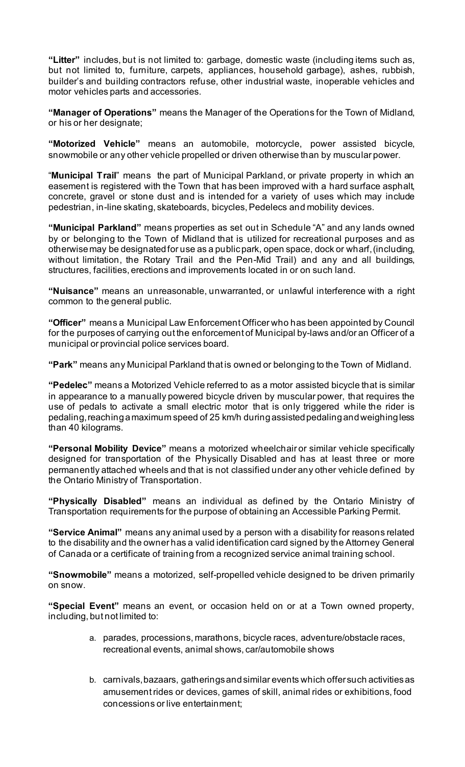**"Litter"** includes, but is not limited to: garbage, domestic waste (including items such as, but not limited to, furniture, carpets, appliances, household garbage), ashes, rubbish, builder's and building contractors refuse, other industrial waste, inoperable vehicles and motor vehicles parts and accessories.

**"Manager of Operations"** means the Manager of the Operations for the Town of Midland, or his or her designate;

**"Motorized Vehicle"** means an automobile, motorcycle, power assisted bicycle, snowmobile or any other vehicle propelled or driven otherwise than by muscular power.

"**Municipal Trail**" means the part of Municipal Parkland, or private property in which an easement is registered with the Town that has been improved with a hard surface asphalt, concrete, gravel or stone dust and is intended for a variety of uses which may include pedestrian, in-line skating, skateboards, bicycles, Pedelecs and mobility devices.

**"Municipal Parkland"** means properties as set out in Schedule "A" and any lands owned by or belonging to the Town of Midland that is utilized for recreational purposes and as otherwise may be designated for use as a public park, open space, dock or wharf, (including, without limitation, the Rotary Trail and the Pen-Mid Trail) and any and all buildings, structures, facilities, erections and improvements located in or on such land.

**"Nuisance"** means an unreasonable, unwarranted, or unlawful interference with a right common to the general public.

**"Officer"** means a Municipal Law Enforcement Officer who has been appointed by Council for the purposes of carrying out the enforcement of Municipal by-laws and/or an Officer of a municipal or provincial police services board.

**"Park"** means any Municipal Parkland that is owned or belonging to the Town of Midland.

**"Pedelec"** means a Motorized Vehicle referred to as a motor assisted bicycle that is similar in appearance to a manually powered bicycle driven by muscular power, that requires the use of pedals to activate a small electric motor that is only triggered while the rider is pedaling, reaching a maximum speed of 25 km/h during assisted pedaling and weighing less than 40 kilograms.

**"Personal Mobility Device"** means a motorized wheelchair or similar vehicle specifically designed for transportation of the Physically Disabled and has at least three or more permanently attached wheels and that is not classified under any other vehicle defined by the Ontario Ministry of Transportation.

**"Physically Disabled"** means an individual as defined by the Ontario Ministry of Transportation requirements for the purpose of obtaining an Accessible Parking Permit.

**"Service Animal"** means any animal used by a person with a disability for reasons related to the disability and the owner has a valid identification card signed by the Attorney General of Canada or a certificate of training from a recognized service animal training school.

**"Snowmobile"** means a motorized, self-propelled vehicle designed to be driven primarily on snow.

**"Special Event"** means an event, or occasion held on or at a Town owned property, including, but not limited to:

a. parades, processions, marathons, bicycle races, adventure/obstacle races, recreational events, animal shows, car/automobile shows

b. carnivals, bazaars, gatherings and similar events which offer such activities as amusement rides or devices, games of skill, animal rides or exhibitions, food concessions or live entertainment;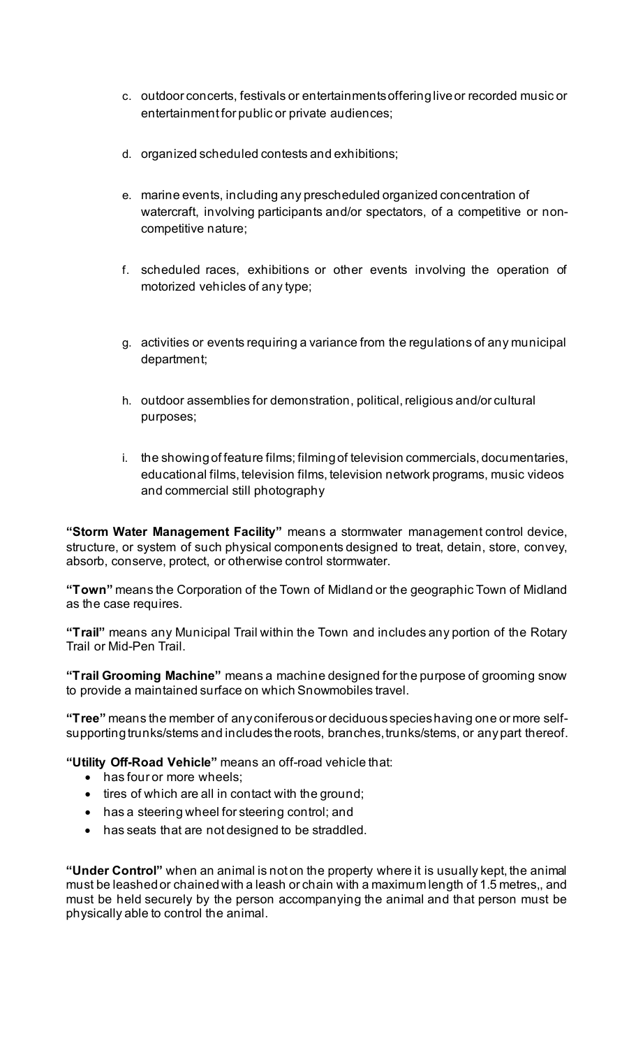c. outdoor concerts, festivals or entertainments offering live or recorded music or entertainment for public or private audiences;

d. organized scheduled contests and exhibitions;

e. marine events, including any prescheduled organized concentration of watercraft, involving participants and/or spectators, of a competitive or non-competitive nature;

f. scheduled races, exhibitions or other events involving the operation of motorized vehicles of any type;

g. activities or events requiring a variance from the regulations of any municipal department;

h. outdoor assemblies for demonstration, political, religious and/or cultural purposes;

i. the showing of feature films; filming of television commercials, documentaries, educational films, television films, television network programs, music videos and commercial still photography

**"Storm Water Management Facility"** means a stormwater management control device, structure, or system of such physical components designed to treat, detain, store, convey, absorb, conserve, protect, or otherwise control stormwater.

**"Town"** means the Corporation of the Town of Midland or the geographic Town of Midland as the case requires.

**"Trail"** means any Municipal Trail within the Town and includes any portion of the Rotary Trail or Mid-Pen Trail.

**"Trail Grooming Machine"** means a machine designed for the purpose of grooming snow to provide a maintained surface on which Snowmobiles travel.

**"Tree"** means the member of any coniferous or deciduous species having one or more self-supporting trunks/stems and includes the roots, branches, trunks/stems, or any part thereof.

**"Utility Off-Road Vehicle"** means an off-road vehicle that:

- has four or more wheels;
- tires of which are all in contact with the ground;
- has a steering wheel for steering control; and
- has seats that are not designed to be straddled.

**"Under Control"** when an animal is not on the property where it is usually kept, the animal must be leashed or chained with a leash or chain with a maximum length of 1.5 metres,, and must be held securely by the person accompanying the animal and that person must be physically able to control the animal.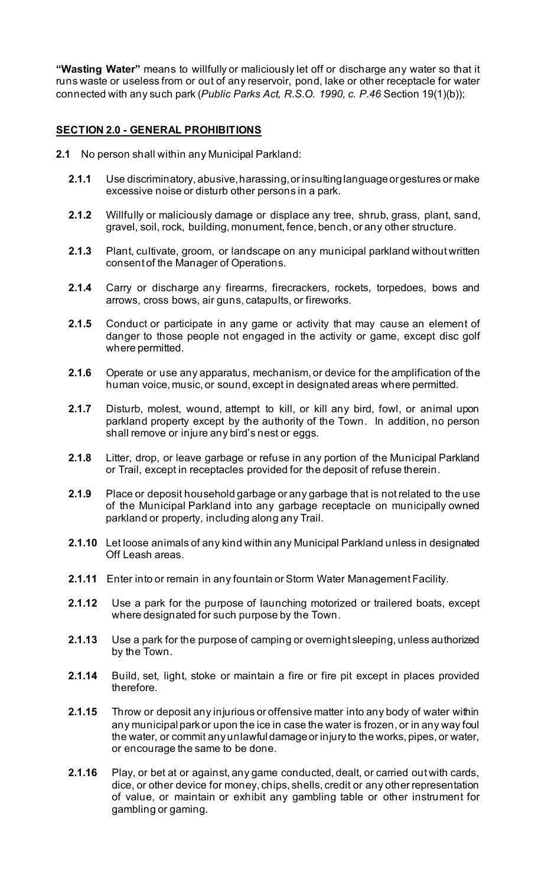**"Wasting Water"** means to willfully or maliciously let off or discharge any water so that it runs waste or useless from or out of any reservoir, pond, lake or other receptacle for water connected with any such park (*Public Parks Act, R.S.O. 1990, c. P.46* Section 19(1)(b));

## SECTION 2.0 - GENERAL PROHIBITIONS

**2.1** No person shall within any Municipal Parkland:

**2.1.1** Use discriminatory, abusive, harassing, or insulting language or gestures or make excessive noise or disturb other persons in a park.

**2.1.2** Willfully or maliciously damage or displace any tree, shrub, grass, plant, sand, gravel, soil, rock, building, monument, fence, bench, or any other structure.

**2.1.3** Plant, cultivate, groom, or landscape on any municipal parkland without written consent of the Manager of Operations.

**2.1.4** Carry or discharge any firearms, firecrackers, rockets, torpedoes, bows and arrows, cross bows, air guns, catapults, or fireworks.

**2.1.5** Conduct or participate in any game or activity that may cause an element of danger to those people not engaged in the activity or game, except disc golf where permitted.

**2.1.6** Operate or use any apparatus, mechanism, or device for the amplification of the human voice, music, or sound, except in designated areas where permitted.

**2.1.7** Disturb, molest, wound, attempt to kill, or kill any bird, fowl, or animal upon parkland property except by the authority of the Town. In addition, no person shall remove or injure any bird's nest or eggs.

**2.1.8** Litter, drop, or leave garbage or refuse in any portion of the Municipal Parkland or Trail, except in receptacles provided for the deposit of refuse therein.

**2.1.9** Place or deposit household garbage or any garbage that is not related to the use of the Municipal Parkland into any garbage receptacle on municipally owned parkland or property, including along any Trail.

**2.1.10** Let loose animals of any kind within any Municipal Parkland unless in designated Off Leash areas.

**2.1.11** Enter into or remain in any fountain or Storm Water Management Facility.

**2.1.12** Use a park for the purpose of launching motorized or trailered boats, except where designated for such purpose by the Town.

**2.1.13** Use a park for the purpose of camping or overnight sleeping, unless authorized by the Town.

**2.1.14** Build, set, light, stoke or maintain a fire or fire pit except in places provided therefore.

**2.1.15** Throw or deposit any injurious or offensive matter into any body of water within any municipal park or upon the ice in case the water is frozen, or in any way foul the water, or commit any unlawful damage or injury to the works, pipes, or water, or encourage the same to be done.

**2.1.16** Play, or bet at or against, any game conducted, dealt, or carried out with cards, dice, or other device for money, chips, shells, credit or any other representation of value, or maintain or exhibit any gambling table or other instrument for gambling or gaming.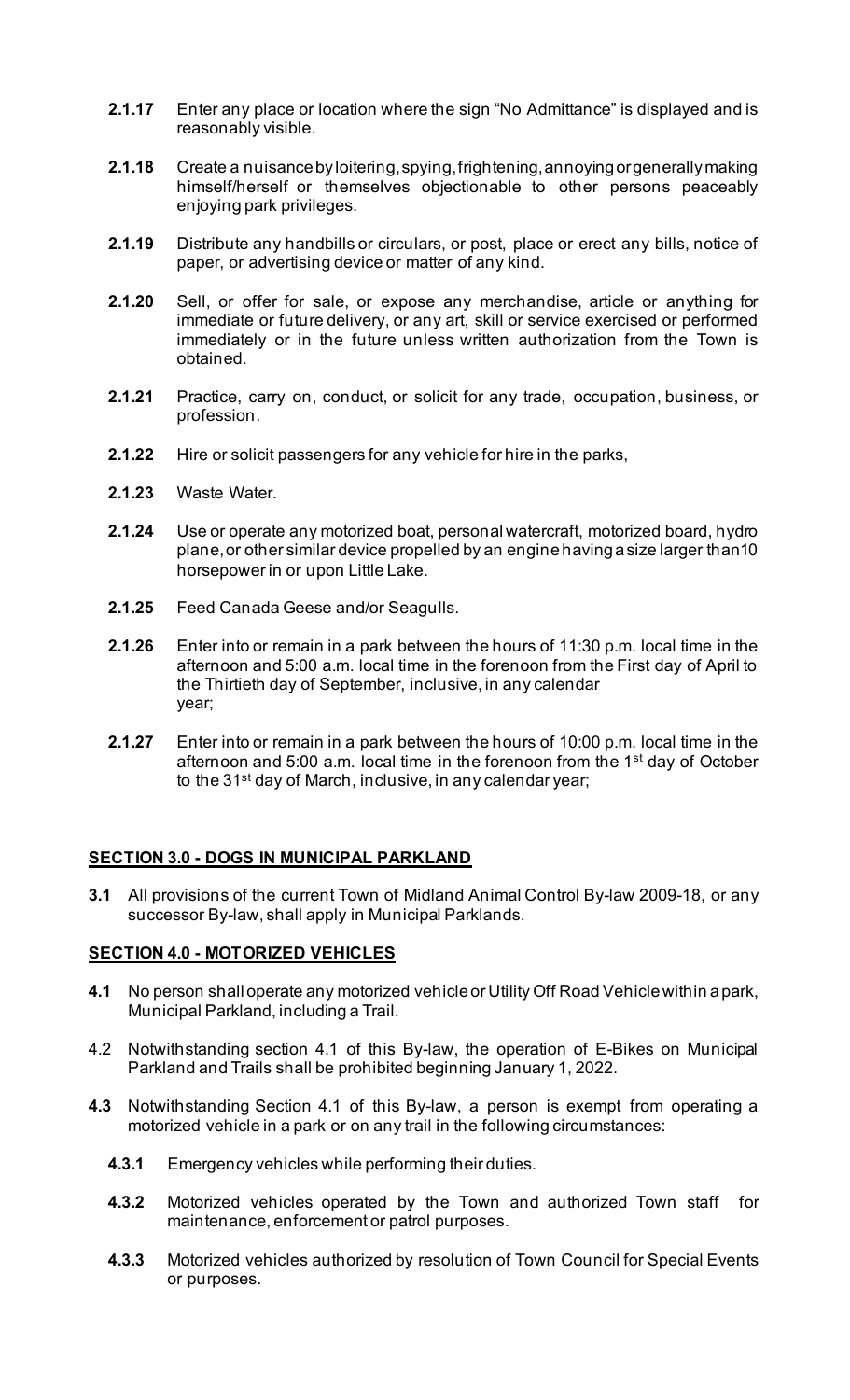**2.1.17** Enter any place or location where the sign "No Admittance" is displayed and is reasonably visible.

**2.1.18** Create a nuisance by loitering, spying, frightening, annoying or generally making himself/herself or themselves objectionable to other persons peaceably enjoying park privileges.

**2.1.19** Distribute any handbills or circulars, or post, place or erect any bills, notice of paper, or advertising device or matter of any kind.

**2.1.20** Sell, or offer for sale, or expose any merchandise, article or anything for immediate or future delivery, or any art, skill or service exercised or performed immediately or in the future unless written authorization from the Town is obtained.

**2.1.21** Practice, carry on, conduct, or solicit for any trade, occupation, business, or profession.

**2.1.22** Hire or solicit passengers for any vehicle for hire in the parks,

**2.1.23** Waste Water.

**2.1.24** Use or operate any motorized boat, personal watercraft, motorized board, hydro plane, or other similar device propelled by an engine having a size larger than10 horsepower in or upon Little Lake.

**2.1.25** Feed Canada Geese and/or Seagulls.

**2.1.26** Enter into or remain in a park between the hours of 11:30 p.m. local time in the afternoon and 5:00 a.m. local time in the forenoon from the First day of April to the Thirtieth day of September, inclusive, in any calendar year;

**2.1.27** Enter into or remain in a park between the hours of 10:00 p.m. local time in the afternoon and 5:00 a.m. local time in the forenoon from the 1st day of October to the 31st day of March, inclusive, in any calendar year;

## SECTION 3.0 - DOGS IN MUNICIPAL PARKLAND

**3.1** All provisions of the current Town of Midland Animal Control By-law 2009-18, or any successor By-law, shall apply in Municipal Parklands.

## SECTION 4.0 - MOTORIZED VEHICLES

**4.1** No person shall operate any motorized vehicle or Utility Off Road Vehicle within a park, Municipal Parkland, including a Trail.

4.2 Notwithstanding section 4.1 of this By-law, the operation of E-Bikes on Municipal Parkland and Trails shall be prohibited beginning January 1, 2022.

**4.3** Notwithstanding Section 4.1 of this By-law, a person is exempt from operating a motorized vehicle in a park or on any trail in the following circumstances:

**4.3.1** Emergency vehicles while performing their duties.

**4.3.2** Motorized vehicles operated by the Town and authorized Town staff for maintenance, enforcement or patrol purposes.

**4.3.3** Motorized vehicles authorized by resolution of Town Council for Special Events or purposes.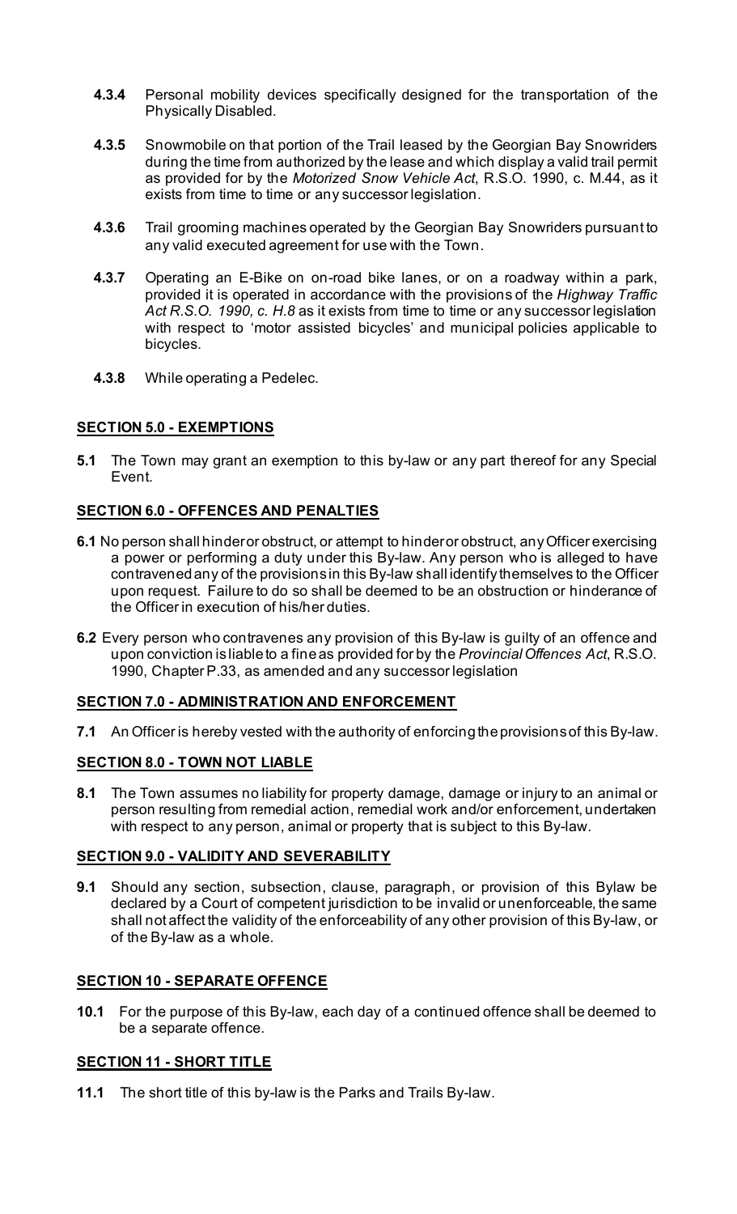**4.3.4** Personal mobility devices specifically designed for the transportation of the Physically Disabled.

**4.3.5** Snowmobile on that portion of the Trail leased by the Georgian Bay Snowriders during the time from authorized by the lease and which display a valid trail permit as provided for by the *Motorized Snow Vehicle Act*, R.S.O. 1990, c. M.44, as it exists from time to time or any successor legislation.

**4.3.6** Trail grooming machines operated by the Georgian Bay Snowriders pursuant to any valid executed agreement for use with the Town.

**4.3.7** Operating an E-Bike on on-road bike lanes, or on a roadway within a park, provided it is operated in accordance with the provisions of the *Highway Traffic Act R.S.O. 1990, c. H.8* as it exists from time to time or any successor legislation with respect to 'motor assisted bicycles' and municipal policies applicable to bicycles.

**4.3.8** While operating a Pedelec.

## SECTION 5.0 - EXEMPTIONS

**5.1** The Town may grant an exemption to this by-law or any part thereof for any Special Event.

## SECTION 6.0 - OFFENCES AND PENALTIES

**6.1** No person shall hinder or obstruct, or attempt to hinder or obstruct, any Officer exercising a power or performing a duty under this By-law. Any person who is alleged to have contravened any of the provisions in this By-law shall identify themselves to the Officer upon request. Failure to do so shall be deemed to be an obstruction or hinderance of the Officer in execution of his/her duties.

**6.2** Every person who contravenes any provision of this By-law is guilty of an offence and upon conviction is liable to a fine as provided for by the *Provincial Offences Act*, R.S.O. 1990, Chapter P.33, as amended and any successor legislation

## SECTION 7.0 - ADMINISTRATION AND ENFORCEMENT

**7.1** An Officer is hereby vested with the authority of enforcing the provisions of this By-law.

## SECTION 8.0 - TOWN NOT LIABLE

**8.1** The Town assumes no liability for property damage, damage or injury to an animal or person resulting from remedial action, remedial work and/or enforcement, undertaken with respect to any person, animal or property that is subject to this By-law.

## SECTION 9.0 - VALIDITY AND SEVERABILITY

**9.1** Should any section, subsection, clause, paragraph, or provision of this Bylaw be declared by a Court of competent jurisdiction to be invalid or unenforceable, the same shall not affect the validity of the enforceability of any other provision of this By-law, or of the By-law as a whole.

## SECTION 10 - SEPARATE OFFENCE

**10.1** For the purpose of this By-law, each day of a continued offence shall be deemed to be a separate offence.

## SECTION 11 - SHORT TITLE

**11.1** The short title of this by-law is the Parks and Trails By-law.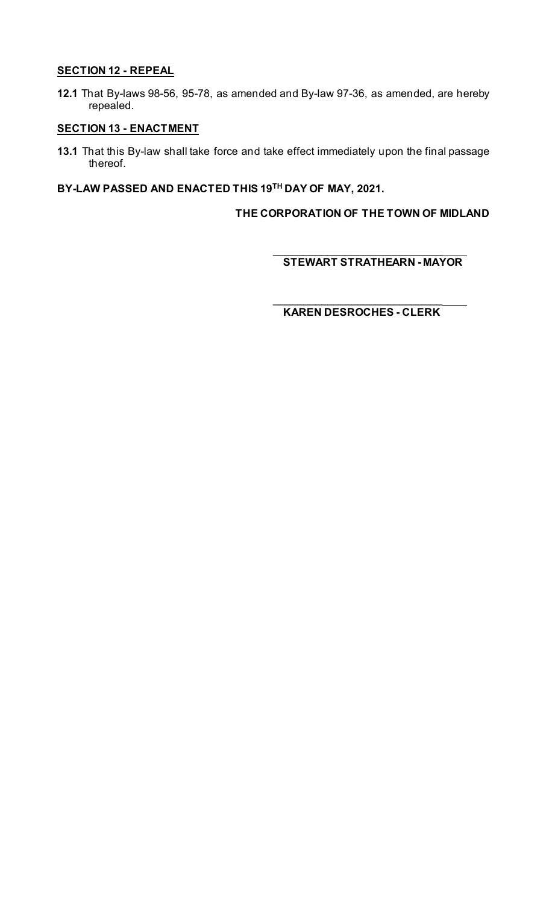**SECTION 12 - REPEAL**

**12.1** That By-laws 98-56, 95-78, as amended and By-law 97-36, as amended, are hereby repealed.

**SECTION 13 - ENACTMENT**

**13.1** That this By-law shall take force and take effect immediately upon the final passage thereof.

**BY-LAW PASSED AND ENACTED THIS 19TH DAY OF MAY, 2021.**

**THE CORPORATION OF THE TOWN OF MIDLAND**

______________________________

**STEWART STRATHEARN - MAYOR**

______________________________

**KAREN DESROCHES - CLERK**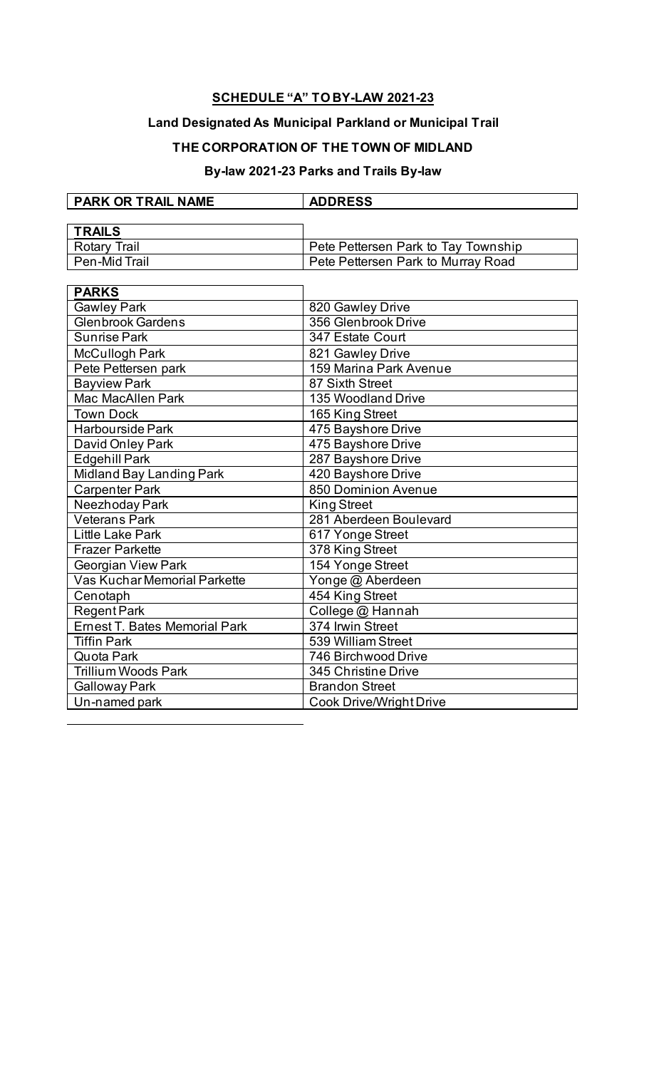## SCHEDULE "A" TO BY-LAW 2021-23

### Land Designated As Municipal Parkland or Municipal Trail

### THE CORPORATION OF THE TOWN OF MIDLAND

### By-law 2021-23 Parks and Trails By-law

| PARK OR TRAIL NAME | ADDRESS |
|---|---|
| **TRAILS** | |
| Rotary Trail | Pete Pettersen Park to Tay Township |
| Pen-Mid Trail | Pete Pettersen Park to Murray Road |
| **PARKS** | |
| Gawley Park | 820 Gawley Drive |
| Glenbrook Gardens | 356 Glenbrook Drive |
| Sunrise Park | 347 Estate Court |
| McCullogh Park | 821 Gawley Drive |
| Pete Pettersen park | 159 Marina Park Avenue |
| Bayview Park | 87 Sixth Street |
| Mac MacAllen Park | 135 Woodland Drive |
| Town Dock | 165 King Street |
| Harbourside Park | 475 Bayshore Drive |
| David Onley Park | 475 Bayshore Drive |
| Edgehill Park | 287 Bayshore Drive |
| Midland Bay Landing Park | 420 Bayshore Drive |
| Carpenter Park | 850 Dominion Avenue |
| Neezhoday Park | King Street |
| Veterans Park | 281 Aberdeen Boulevard |
| Little Lake Park | 617 Yonge Street |
| Frazer Parkette | 378 King Street |
| Georgian View Park | 154 Yonge Street |
| Vas Kuchar Memorial Parkette | Yonge @ Aberdeen |
| Cenotaph | 454 King Street |
| Regent Park | College @ Hannah |
| Ernest T. Bates Memorial Park | 374 Irwin Street |
| Tiffin Park | 539 William Street |
| Quota Park | 746 Birchwood Drive |
| Trillium Woods Park | 345 Christine Drive |
| Galloway Park | Brandon Street |
| Un-named park | Cook Drive/Wright Drive |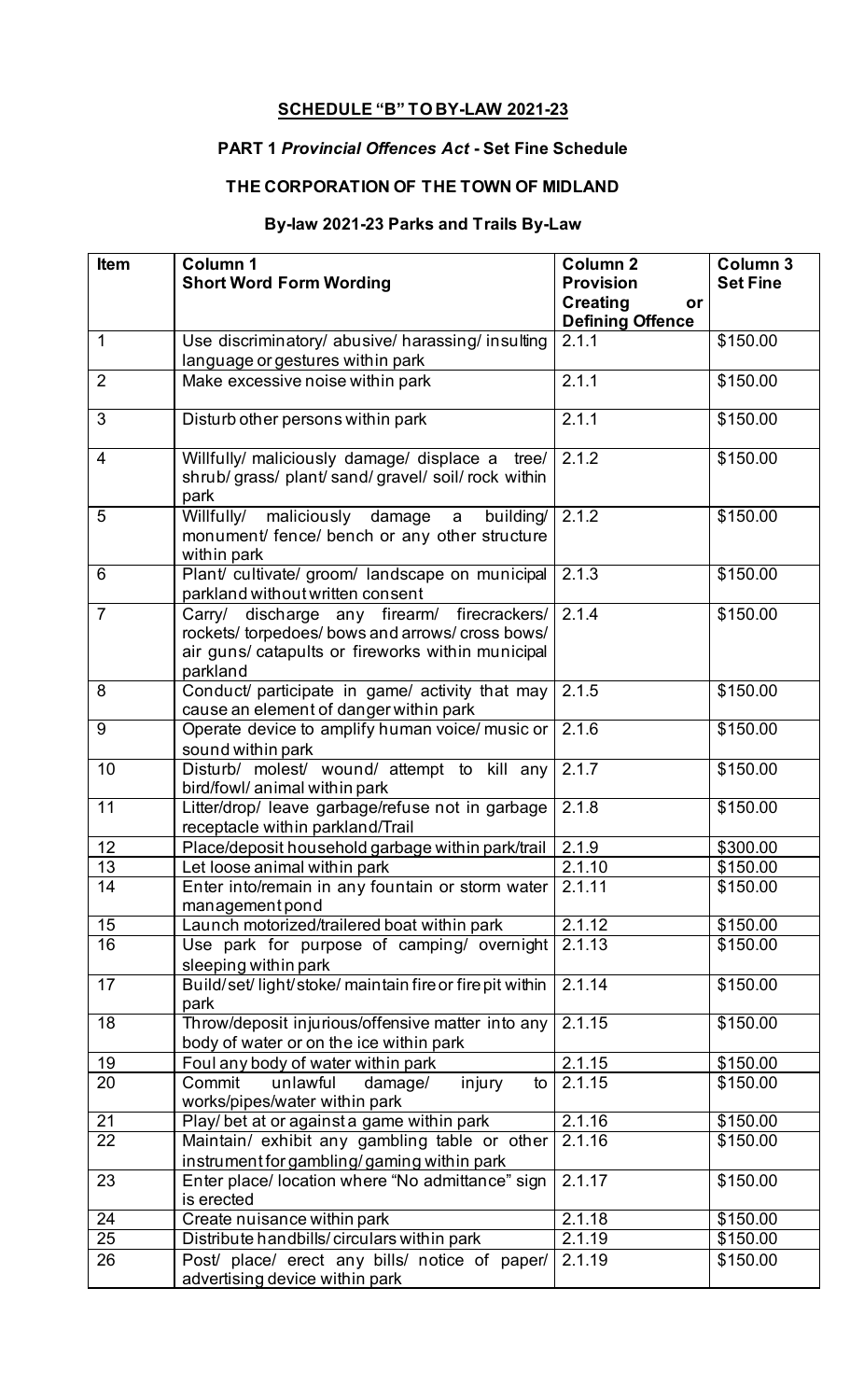**SCHEDULE "B" TO BY-LAW 2021-23**

**PART 1 *Provincial Offences Act* - Set Fine Schedule**

**THE CORPORATION OF THE TOWN OF MIDLAND**

**By-law 2021-23 Parks and Trails By-Law**

| Item | Column 1<br>Short Word Form Wording | Column 2<br>Provision Creating or Defining Offence | Column 3<br>Set Fine |
|---|---|---|---|
| 1 | Use discriminatory/ abusive/ harassing/ insulting language or gestures within park | 2.1.1 | $150.00 |
| 2 | Make excessive noise within park | 2.1.1 | $150.00 |
| 3 | Disturb other persons within park | 2.1.1 | $150.00 |
| 4 | Willfully/ maliciously damage/ displace a tree/ shrub/ grass/ plant/ sand/ gravel/ soil/ rock within park | 2.1.2 | $150.00 |
| 5 | Willfully/ maliciously damage a building/ monument/ fence/ bench or any other structure within park | 2.1.2 | $150.00 |
| 6 | Plant/ cultivate/ groom/ landscape on municipal parkland without written consent | 2.1.3 | $150.00 |
| 7 | Carry/ discharge any firearm/ firecrackers/ rockets/ torpedoes/ bows and arrows/ cross bows/ air guns/ catapults or fireworks within municipal parkland | 2.1.4 | $150.00 |
| 8 | Conduct/ participate in game/ activity that may cause an element of danger within park | 2.1.5 | $150.00 |
| 9 | Operate device to amplify human voice/ music or sound within park | 2.1.6 | $150.00 |
| 10 | Disturb/ molest/ wound/ attempt to kill any bird/fowl/ animal within park | 2.1.7 | $150.00 |
| 11 | Litter/drop/ leave garbage/refuse not in garbage receptacle within parkland/Trail | 2.1.8 | $150.00 |
| 12 | Place/deposit household garbage within park/trail | 2.1.9 | $300.00 |
| 13 | Let loose animal within park | 2.1.10 | $150.00 |
| 14 | Enter into/remain in any fountain or storm water management pond | 2.1.11 | $150.00 |
| 15 | Launch motorized/trailered boat within park | 2.1.12 | $150.00 |
| 16 | Use park for purpose of camping/ overnight sleeping within park | 2.1.13 | $150.00 |
| 17 | Build/set/ light/ stoke/ maintain fire or fire pit within park | 2.1.14 | $150.00 |
| 18 | Throw/deposit injurious/offensive matter into any body of water or on the ice within park | 2.1.15 | $150.00 |
| 19 | Foul any body of water within park | 2.1.15 | $150.00 |
| 20 | Commit unlawful damage/ injury to works/pipes/water within park | 2.1.15 | $150.00 |
| 21 | Play/ bet at or against a game within park | 2.1.16 | $150.00 |
| 22 | Maintain/ exhibit any gambling table or other instrument for gambling/ gaming within park | 2.1.16 | $150.00 |
| 23 | Enter place/ location where "No admittance" sign is erected | 2.1.17 | $150.00 |
| 24 | Create nuisance within park | 2.1.18 | $150.00 |
| 25 | Distribute handbills/ circulars within park | 2.1.19 | $150.00 |
| 26 | Post/ place/ erect any bills/ notice of paper/ advertising device within park | 2.1.19 | $150.00 |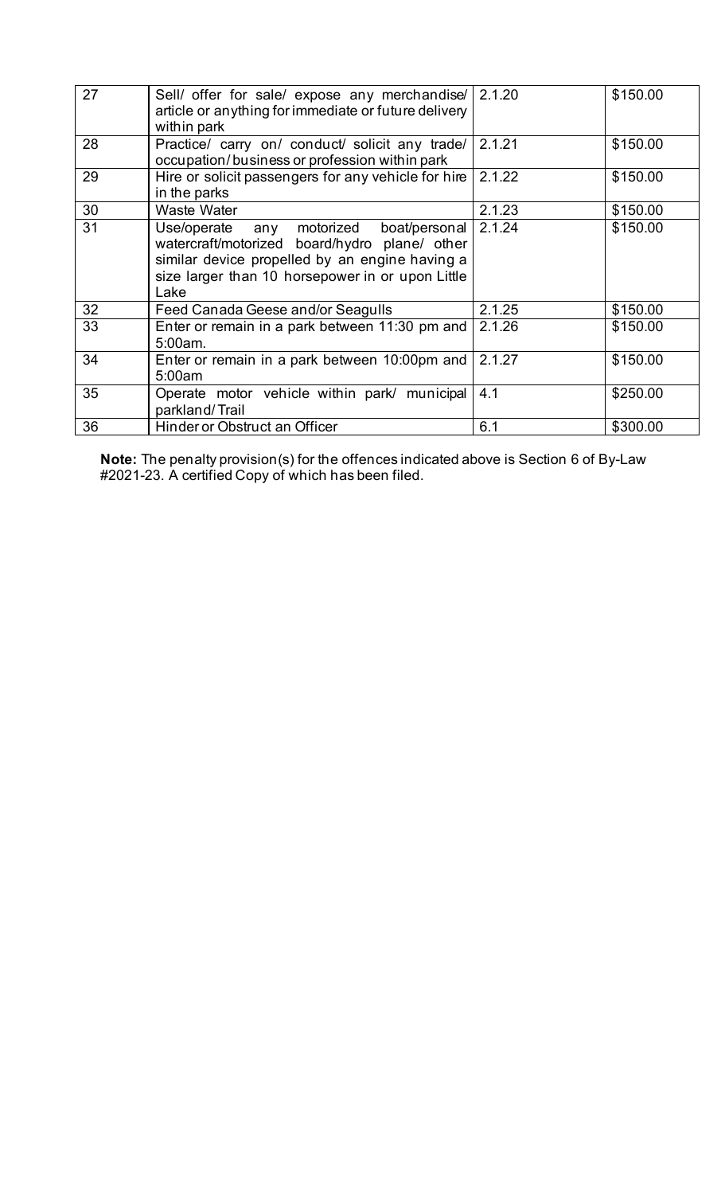| 27 | Sell/ offer for sale/ expose any merchandise/ article or anything for immediate or future delivery within park | 2.1.20 | $150.00 |
|---|---|---|---|
| 28 | Practice/ carry on/ conduct/ solicit any trade/ occupation/ business or profession within park | 2.1.21 | $150.00 |
| 29 | Hire or solicit passengers for any vehicle for hire in the parks | 2.1.22 | $150.00 |
| 30 | Waste Water | 2.1.23 | $150.00 |
| 31 | Use/operate any motorized boat/personal watercraft/motorized board/hydro plane/ other similar device propelled by an engine having a size larger than 10 horsepower in or upon Little Lake | 2.1.24 | $150.00 |
| 32 | Feed Canada Geese and/or Seagulls | 2.1.25 | $150.00 |
| 33 | Enter or remain in a park between 11:30 pm and 5:00am. | 2.1.26 | $150.00 |
| 34 | Enter or remain in a park between 10:00pm and 5:00am | 2.1.27 | $150.00 |
| 35 | Operate motor vehicle within park/ municipal parkland/ Trail | 4.1 | $250.00 |
| 36 | Hinder or Obstruct an Officer | 6.1 | $300.00 |

**Note:** The penalty provision(s) for the offences indicated above is Section 6 of By-Law #2021-23. A certified Copy of which has been filed.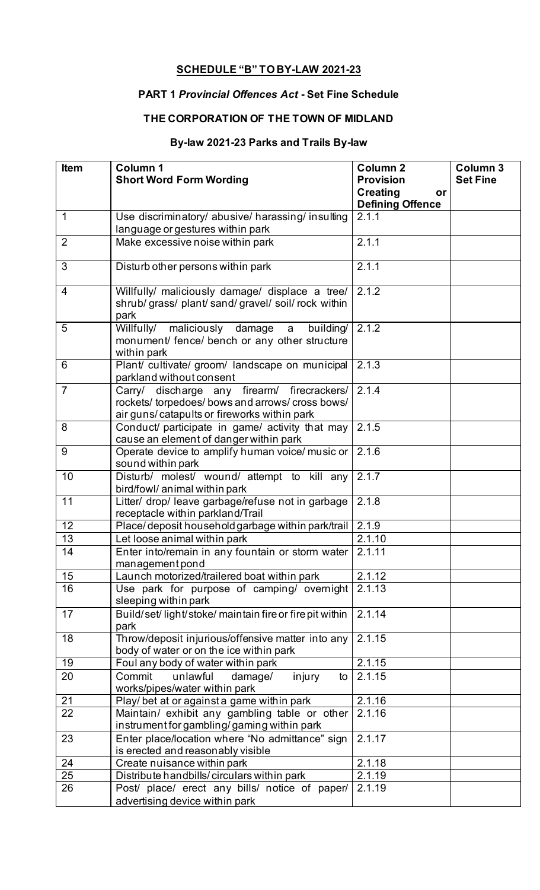## SCHEDULE "B" TO BY-LAW 2021-23

### PART 1 *Provincial Offences Act* - Set Fine Schedule

### THE CORPORATION OF THE TOWN OF MIDLAND

### By-law 2021-23 Parks and Trails By-law

| Item | Column 1<br>Short Word Form Wording | Column 2<br>Provision Creating or Defining Offence | Column 3<br>Set Fine |
|---|---|---|---|
| 1 | Use discriminatory/ abusive/ harassing/ insulting language or gestures within park | 2.1.1 | |
| 2 | Make excessive noise within park | 2.1.1 | |
| 3 | Disturb other persons within park | 2.1.1 | |
| 4 | Willfully/ maliciously damage/ displace a tree/ shrub/ grass/ plant/ sand/ gravel/ soil/ rock within park | 2.1.2 | |
| 5 | Willfully/ maliciously damage a building/ monument/ fence/ bench or any other structure within park | 2.1.2 | |
| 6 | Plant/ cultivate/ groom/ landscape on municipal parkland without consent | 2.1.3 | |
| 7 | Carry/ discharge any firearm/ firecrackers/ rockets/ torpedoes/ bows and arrows/ cross bows/ air guns/ catapults or fireworks within park | 2.1.4 | |
| 8 | Conduct/ participate in game/ activity that may cause an element of danger within park | 2.1.5 | |
| 9 | Operate device to amplify human voice/ music or sound within park | 2.1.6 | |
| 10 | Disturb/ molest/ wound/ attempt to kill any bird/fowl/ animal within park | 2.1.7 | |
| 11 | Litter/ drop/ leave garbage/refuse not in garbage receptacle within parkland/Trail | 2.1.8 | |
| 12 | Place/ deposit household garbage within park/trail | 2.1.9 | |
| 13 | Let loose animal within park | 2.1.10 | |
| 14 | Enter into/remain in any fountain or storm water management pond | 2.1.11 | |
| 15 | Launch motorized/trailered boat within park | 2.1.12 | |
| 16 | Use park for purpose of camping/ overnight sleeping within park | 2.1.13 | |
| 17 | Build/set/ light/stoke/ maintain fire or fire pit within park | 2.1.14 | |
| 18 | Throw/deposit injurious/offensive matter into any body of water or on the ice within park | 2.1.15 | |
| 19 | Foul any body of water within park | 2.1.15 | |
| 20 | Commit unlawful damage/ injury to works/pipes/water within park | 2.1.15 | |
| 21 | Play/ bet at or against a game within park | 2.1.16 | |
| 22 | Maintain/ exhibit any gambling table or other instrument for gambling/ gaming within park | 2.1.16 | |
| 23 | Enter place/location where "No admittance" sign is erected and reasonably visible | 2.1.17 | |
| 24 | Create nuisance within park | 2.1.18 | |
| 25 | Distribute handbills/ circulars within park | 2.1.19 | |
| 26 | Post/ place/ erect any bills/ notice of paper/ advertising device within park | 2.1.19 | |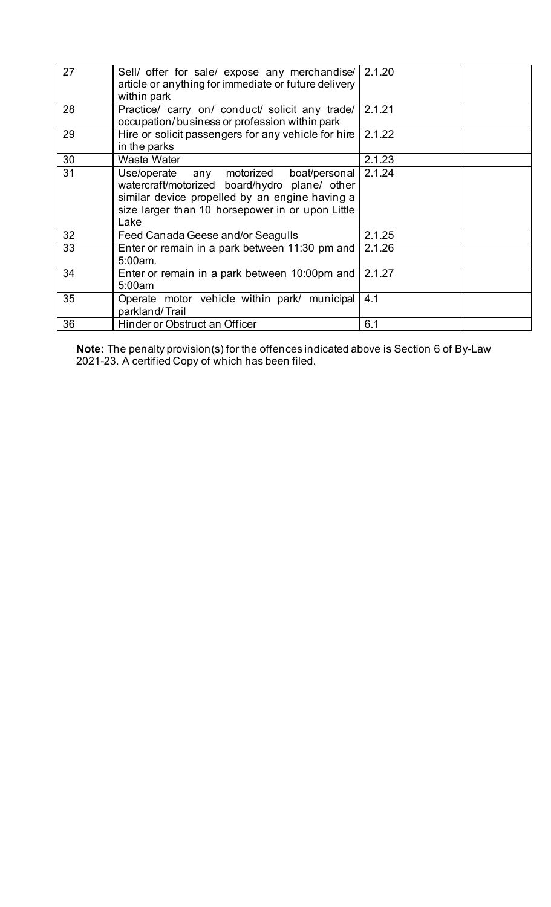| | | | |
|---|---|---|---|
| 27 | Sell/ offer for sale/ expose any merchandise/ article or anything for immediate or future delivery within park | 2.1.20 | |
| 28 | Practice/ carry on/ conduct/ solicit any trade/ occupation/business or profession within park | 2.1.21 | |
| 29 | Hire or solicit passengers for any vehicle for hire in the parks | 2.1.22 | |
| 30 | Waste Water | 2.1.23 | |
| 31 | Use/operate any motorized boat/personal watercraft/motorized board/hydro plane/ other similar device propelled by an engine having a size larger than 10 horsepower in or upon Little Lake | 2.1.24 | |
| 32 | Feed Canada Geese and/or Seagulls | 2.1.25 | |
| 33 | Enter or remain in a park between 11:30 pm and 5:00am. | 2.1.26 | |
| 34 | Enter or remain in a park between 10:00pm and 5:00am | 2.1.27 | |
| 35 | Operate motor vehicle within park/ municipal parkland/Trail | 4.1 | |
| 36 | Hinder or Obstruct an Officer | 6.1 | |

**Note:** The penalty provision(s) for the offences indicated above is Section 6 of By-Law 2021-23. A certified Copy of which has been filed.